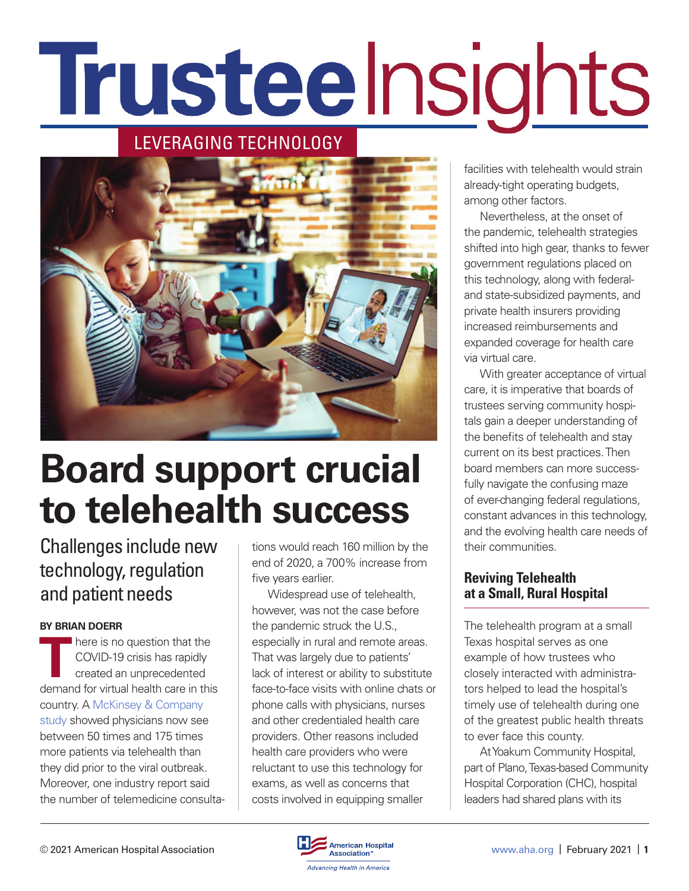# Trustee Insights

LEVERAGING TECHNOLOGY

# Board support crucial to telehealth success

## Challenges include new technology, regulation and patient needs

**BY BRIAN DOERR**

There is no question that the COVID-19 crisis has rapidly created an unprecedented demand for virtual health care in this country. A McKinsey & Company study showed physicians now see between 50 times and 175 times more patients via telehealth than they did prior to the viral outbreak. Moreover, one industry report said the number of telemedicine consultations would reach 160 million by the end of 2020, a 700% increase from five years earlier.

Widespread use of telehealth, however, was not the case before the pandemic struck the U.S., especially in rural and remote areas. That was largely due to patients' lack of interest or ability to substitute face-to-face visits with online chats or phone calls with physicians, nurses and other credentialed health care providers. Other reasons included health care providers who were reluctant to use this technology for exams, as well as concerns that costs involved in equipping smaller facilities with telehealth would strain already-tight operating budgets, among other factors.

Nevertheless, at the onset of the pandemic, telehealth strategies shifted into high gear, thanks to fewer government regulations placed on this technology, along with federal- and state-subsidized payments, and private health insurers providing increased reimbursements and expanded coverage for health care via virtual care.

With greater acceptance of virtual care, it is imperative that boards of trustees serving community hospitals gain a deeper understanding of the benefits of telehealth and stay current on its best practices. Then board members can more successfully navigate the confusing maze of ever-changing federal regulations, constant advances in this technology, and the evolving health care needs of their communities.

### Reviving Telehealth at a Small, Rural Hospital

The telehealth program at a small Texas hospital serves as one example of how trustees who closely interacted with administrators helped to lead the hospital's timely use of telehealth during one of the greatest public health threats to ever face this county.

At Yoakum Community Hospital, part of Plano, Texas-based Community Hospital Corporation (CHC), hospital leaders had shared plans with its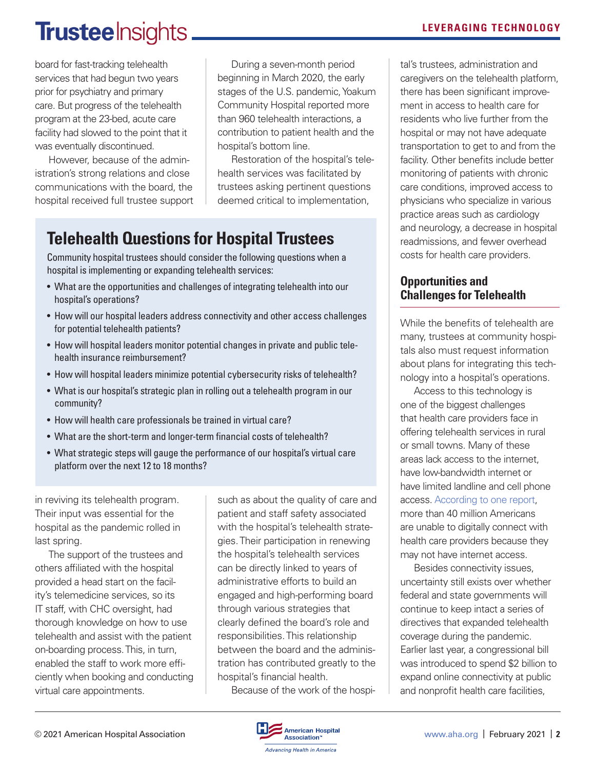board for fast-tracking telehealth services that had begun two years prior for psychiatry and primary care. But progress of the telehealth program at the 23-bed, acute care facility had slowed to the point that it was eventually discontinued.

However, because of the administration's strong relations and close communications with the board, the hospital received full trustee support in reviving its telehealth program. Their input was essential for the hospital as the pandemic rolled in last spring.

The support of the trustees and others affiliated with the hospital provided a head start on the facility's telemedicine services, so its IT staff, with CHC oversight, had thorough knowledge on how to use telehealth and assist with the patient on-boarding process. This, in turn, enabled the staff to work more efficiently when booking and conducting virtual care appointments.

During a seven-month period beginning in March 2020, the early stages of the U.S. pandemic, Yoakum Community Hospital reported more than 960 telehealth interactions, a contribution to patient health and the hospital's bottom line.

Restoration of the hospital's telehealth services was facilitated by trustees asking pertinent questions deemed critical to implementation, such as about the quality of care and patient and staff safety associated with the hospital's telehealth strategies. Their participation in renewing the hospital's telehealth services can be directly linked to years of administrative efforts to build an engaged and high-performing board through various strategies that clearly defined the board's role and responsibilities. This relationship between the board and the administration has contributed greatly to the hospital's financial health.

Because of the work of the hospital's trustees, administration and caregivers on the telehealth platform, there has been significant improvement in access to health care for residents who live further from the hospital or may not have adequate transportation to get to and from the facility. Other benefits include better monitoring of patients with chronic care conditions, improved access to physicians who specialize in various practice areas such as cardiology and neurology, a decrease in hospital readmissions, and fewer overhead costs for health care providers.

## Telehealth Questions for Hospital Trustees

Community hospital trustees should consider the following questions when a hospital is implementing or expanding telehealth services:

- What are the opportunities and challenges of integrating telehealth into our hospital's operations?
- How will our hospital leaders address connectivity and other access challenges for potential telehealth patients?
- How will hospital leaders monitor potential changes in private and public telehealth insurance reimbursement?
- How will hospital leaders minimize potential cybersecurity risks of telehealth?
- What is our hospital's strategic plan in rolling out a telehealth program in our community?
- How will health care professionals be trained in virtual care?
- What are the short-term and longer-term financial costs of telehealth?
- What strategic steps will gauge the performance of our hospital's virtual care platform over the next 12 to 18 months?

## Opportunities and Challenges for Telehealth

While the benefits of telehealth are many, trustees at community hospitals also must request information about plans for integrating this technology into a hospital's operations.

Access to this technology is one of the biggest challenges that health care providers face in offering telehealth services in rural or small towns. Many of these areas lack access to the internet, have low-bandwidth internet or have limited landline and cell phone access. According to one report, more than 40 million Americans are unable to digitally connect with health care providers because they may not have internet access.

Besides connectivity issues, uncertainty still exists over whether federal and state governments will continue to keep intact a series of directives that expanded telehealth coverage during the pandemic. Earlier last year, a congressional bill was introduced to spend $2 billion to expand online connectivity at public and nonprofit health care facilities,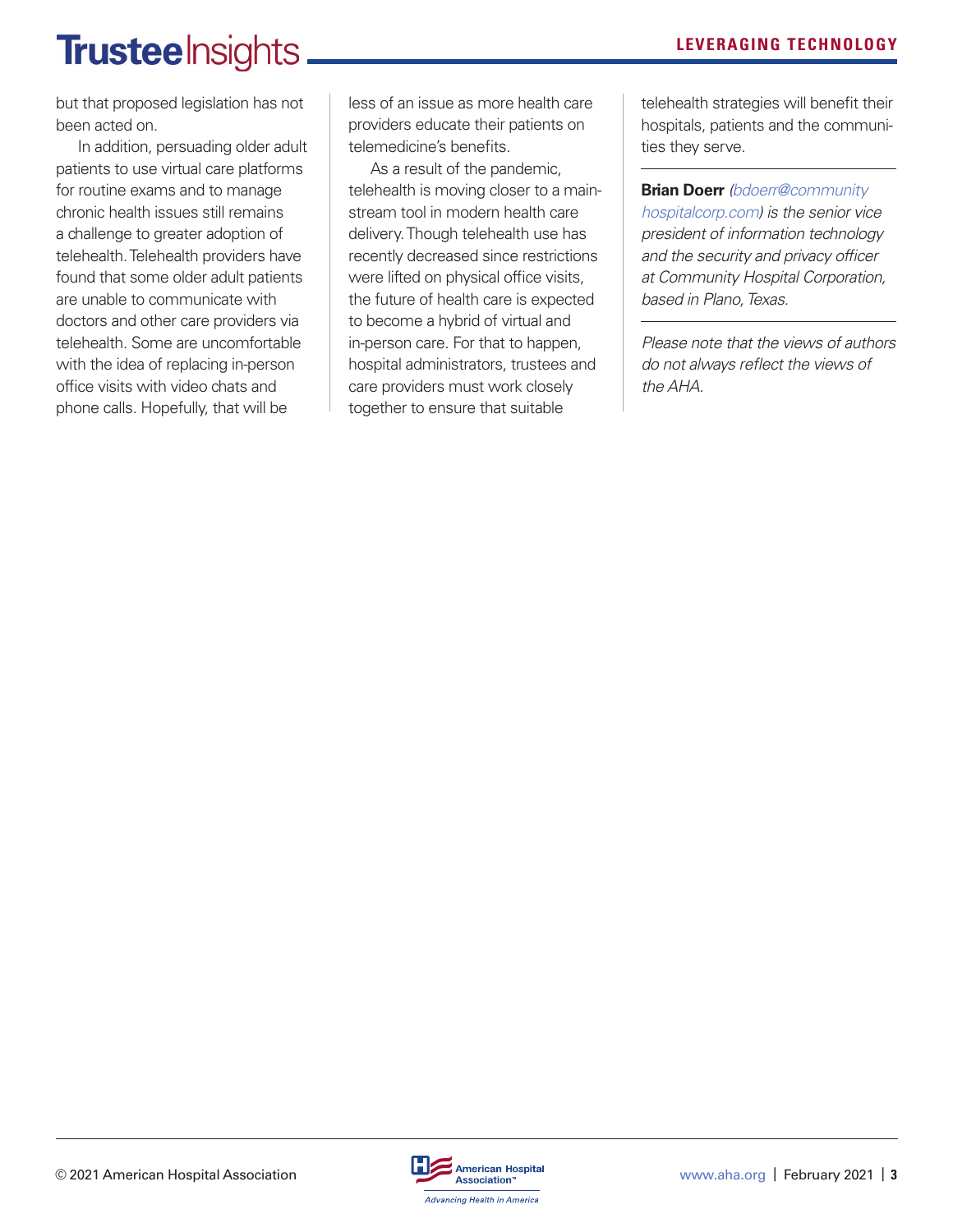but that proposed legislation has not been acted on.

In addition, persuading older adult patients to use virtual care platforms for routine exams and to manage chronic health issues still remains a challenge to greater adoption of telehealth. Telehealth providers have found that some older adult patients are unable to communicate with doctors and other care providers via telehealth. Some are uncomfortable with the idea of replacing in-person office visits with video chats and phone calls. Hopefully, that will be less of an issue as more health care providers educate their patients on telemedicine's benefits.

As a result of the pandemic, telehealth is moving closer to a mainstream tool in modern health care delivery. Though telehealth use has recently decreased since restrictions were lifted on physical office visits, the future of health care is expected to become a hybrid of virtual and in-person care. For that to happen, hospital administrators, trustees and care providers must work closely together to ensure that suitable telehealth strategies will benefit their hospitals, patients and the communities they serve.

---

**Brian Doerr** *(bdoerr@communityhospitalcorp.com) is the senior vice president of information technology and the security and privacy officer at Community Hospital Corporation, based in Plano, Texas.*

---

*Please note that the views of authors do not always reflect the views of the AHA.*